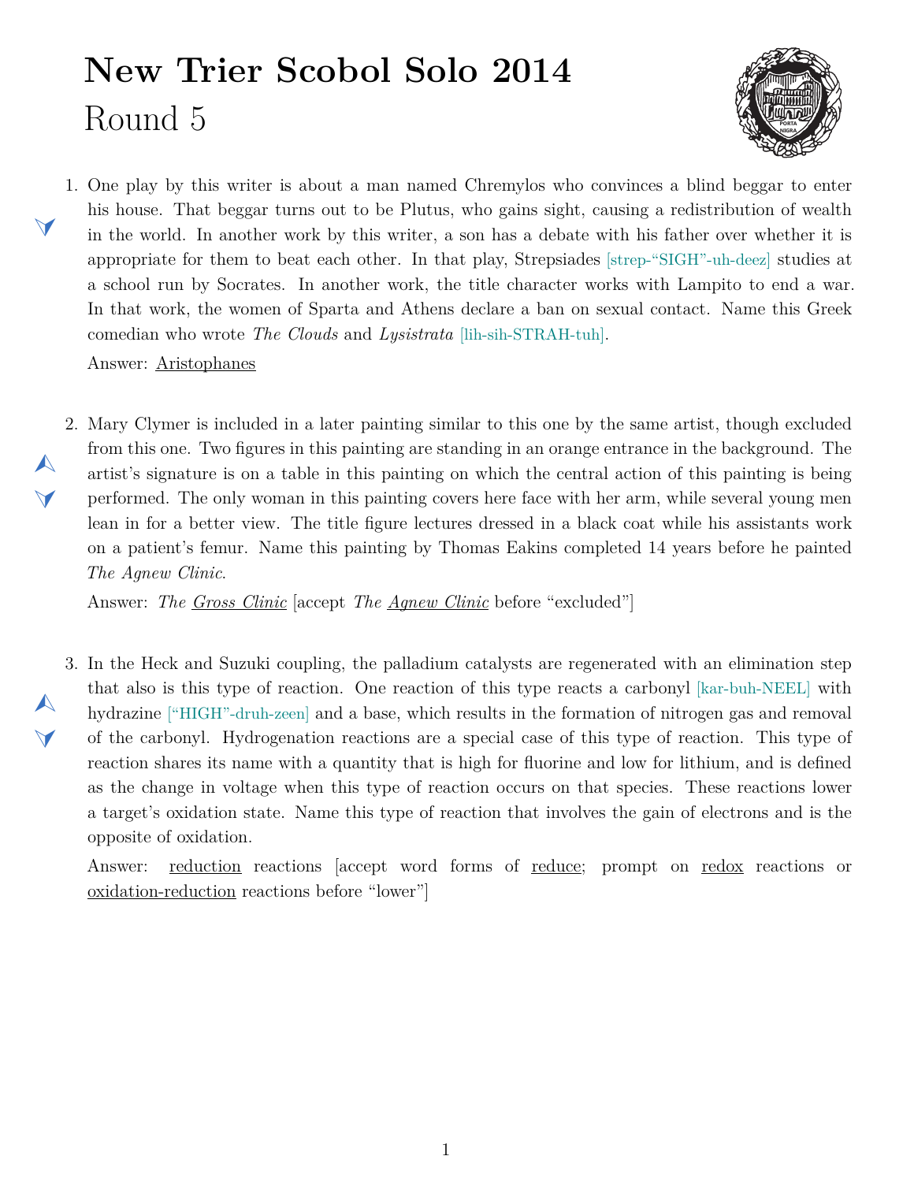# New Trier Scobol Solo 2014

## Round 5

1. One play by this writer is about a man named Chremylos who convinces a blind beggar to enter his house. That beggar turns out to be Plutus, who gains sight, causing a redistribution of wealth in the world. In another work by this writer, a son has a debate with his father over whether it is appropriate for them to beat each other. In that play, Strepsiades [strep-"SIGH"-uh-deez] studies at a school run by Socrates. In another work, the title character works with Lampito to end a war. In that work, the women of Sparta and Athens declare a ban on sexual contact. Name this Greek comedian who wrote *The Clouds* and *Lysistrata* [lih-sih-STRAH-tuh].

   Answer: Aristophanes

2. Mary Clymer is included in a later painting similar to this one by the same artist, though excluded from this one. Two figures in this painting are standing in an orange entrance in the background. The artist's signature is on a table in this painting on which the central action of this painting is being performed. The only woman in this painting covers here face with her arm, while several young men lean in for a better view. The title figure lectures dressed in a black coat while his assistants work on a patient's femur. Name this painting by Thomas Eakins completed 14 years before he painted *The Agnew Clinic*.

   Answer: *The Gross Clinic* [accept *The Agnew Clinic* before "excluded"]

3. In the Heck and Suzuki coupling, the palladium catalysts are regenerated with an elimination step that also is this type of reaction. One reaction of this type reacts a carbonyl [kar-buh-NEEL] with hydrazine ["HIGH"-druh-zeen] and a base, which results in the formation of nitrogen gas and removal of the carbonyl. Hydrogenation reactions are a special case of this type of reaction. This type of reaction shares its name with a quantity that is high for fluorine and low for lithium, and is defined as the change in voltage when this type of reaction occurs on that species. These reactions lower a target's oxidation state. Name this type of reaction that involves the gain of electrons and is the opposite of oxidation.

   Answer: reduction reactions [accept word forms of reduce; prompt on redox reactions or oxidation-reduction reactions before "lower"]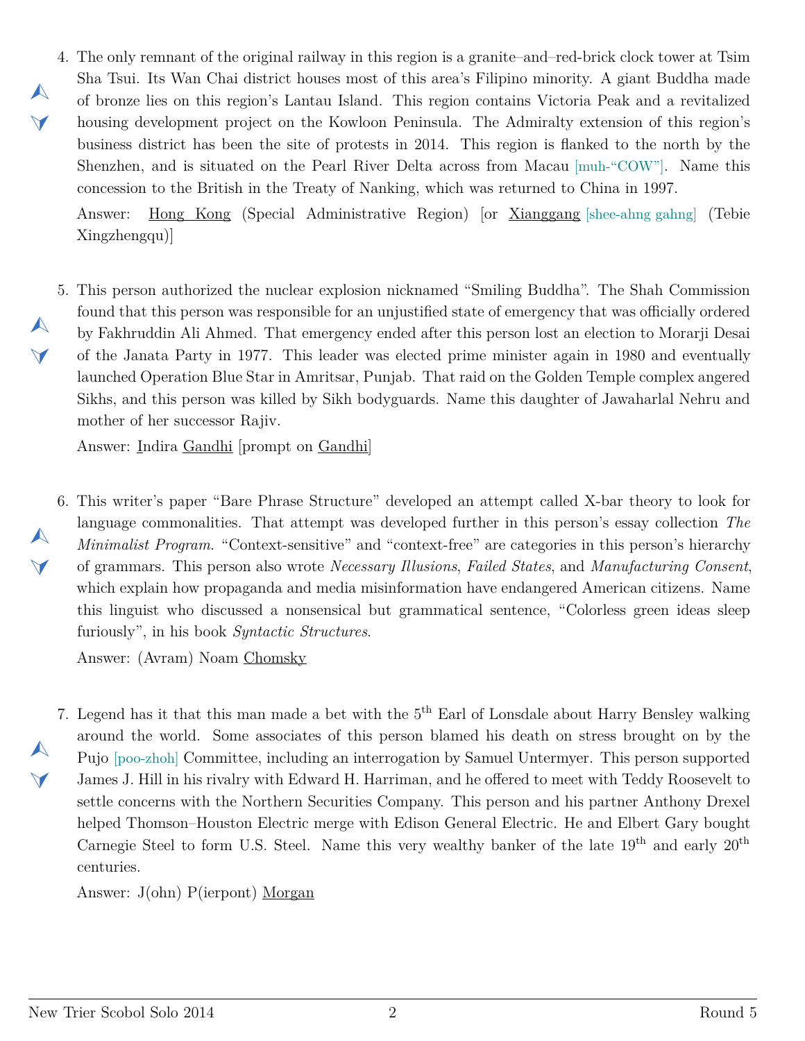4. The only remnant of the original railway in this region is a granite–and–red-brick clock tower at Tsim Sha Tsui. Its Wan Chai district houses most of this area's Filipino minority. A giant Buddha made of bronze lies on this region's Lantau Island. This region contains Victoria Peak and a revitalized housing development project on the Kowloon Peninsula. The Admiralty extension of this region's business district has been the site of protests in 2014. This region is flanked to the north by the Shenzhen, and is situated on the Pearl River Delta across from Macau [muh-"COW"]. Name this concession to the British in the Treaty of Nanking, which was returned to China in 1997.

   Answer: Hong Kong (Special Administrative Region) [or Xianggang [shee-ahng gahng] (Tebie Xingzhengqu)]

5. This person authorized the nuclear explosion nicknamed "Smiling Buddha". The Shah Commission found that this person was responsible for an unjustified state of emergency that was officially ordered by Fakhruddin Ali Ahmed. That emergency ended after this person lost an election to Morarji Desai of the Janata Party in 1977. This leader was elected prime minister again in 1980 and eventually launched Operation Blue Star in Amritsar, Punjab. That raid on the Golden Temple complex angered Sikhs, and this person was killed by Sikh bodyguards. Name this daughter of Jawaharlal Nehru and mother of her successor Rajiv.

   Answer: Indira Gandhi [prompt on Gandhi]

6. This writer's paper "Bare Phrase Structure" developed an attempt called X-bar theory to look for language commonalities. That attempt was developed further in this person's essay collection *The Minimalist Program*. "Context-sensitive" and "context-free" are categories in this person's hierarchy of grammars. This person also wrote *Necessary Illusions*, *Failed States*, and *Manufacturing Consent*, which explain how propaganda and media misinformation have endangered American citizens. Name this linguist who discussed a nonsensical but grammatical sentence, "Colorless green ideas sleep furiously", in his book *Syntactic Structures*.

   Answer: (Avram) Noam Chomsky

7. Legend has it that this man made a bet with the 5th Earl of Lonsdale about Harry Bensley walking around the world. Some associates of this person blamed his death on stress brought on by the Pujo [poo-zhoh] Committee, including an interrogation by Samuel Untermyer. This person supported James J. Hill in his rivalry with Edward H. Harriman, and he offered to meet with Teddy Roosevelt to settle concerns with the Northern Securities Company. This person and his partner Anthony Drexel helped Thomson–Houston Electric merge with Edison General Electric. He and Elbert Gary bought Carnegie Steel to form U.S. Steel. Name this very wealthy banker of the late 19th and early 20th centuries.

   Answer: J(ohn) P(ierpont) Morgan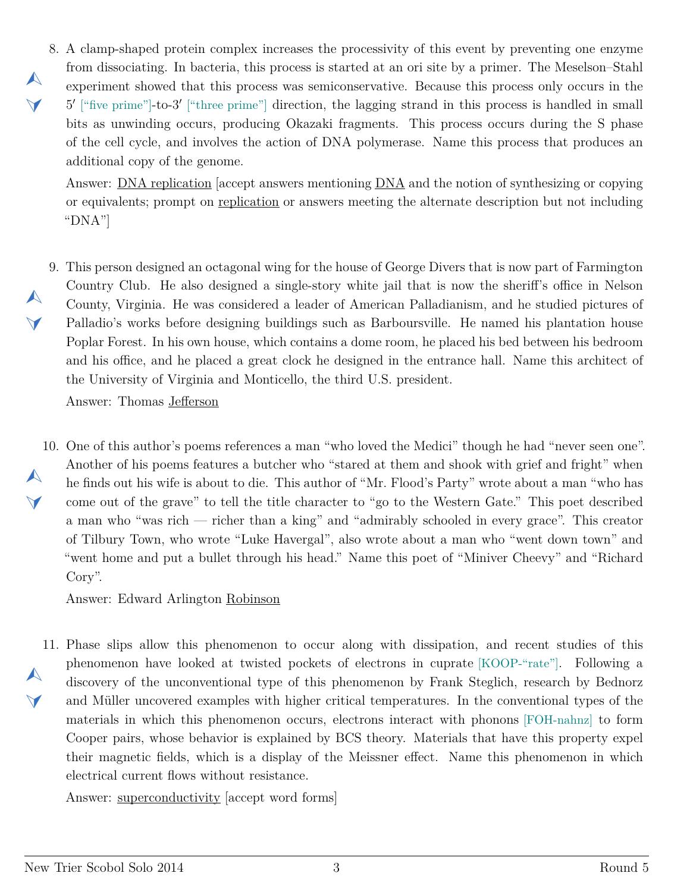8. A clamp-shaped protein complex increases the processivity of this event by preventing one enzyme from dissociating. In bacteria, this process is started at an ori site by a primer. The Meselson–Stahl experiment showed that this process was semiconservative. Because this process only occurs in the 5′ ["five prime"]-to-3′ ["three prime"] direction, the lagging strand in this process is handled in small bits as unwinding occurs, producing Okazaki fragments. This process occurs during the S phase of the cell cycle, and involves the action of DNA polymerase. Name this process that produces an additional copy of the genome.

   Answer: <u>DNA replication</u> [accept answers mentioning <u>DNA</u> and the notion of synthesizing or copying or equivalents; prompt on <u>replication</u> or answers meeting the alternate description but not including "DNA"]

9. This person designed an octagonal wing for the house of George Divers that is now part of Farmington Country Club. He also designed a single-story white jail that is now the sheriff's office in Nelson County, Virginia. He was considered a leader of American Palladianism, and he studied pictures of Palladio's works before designing buildings such as Barboursville. He named his plantation house Poplar Forest. In his own house, which contains a dome room, he placed his bed between his bedroom and his office, and he placed a great clock he designed in the entrance hall. Name this architect of the University of Virginia and Monticello, the third U.S. president.

   Answer: Thomas <u>Jefferson</u>

10. One of this author's poems references a man "who loved the Medici" though he had "never seen one". Another of his poems features a butcher who "stared at them and shook with grief and fright" when he finds out his wife is about to die. This author of "Mr. Flood's Party" wrote about a man "who has come out of the grave" to tell the title character to "go to the Western Gate." This poet described a man who "was rich — richer than a king" and "admirably schooled in every grace". This creator of Tilbury Town, who wrote "Luke Havergal", also wrote about a man who "went down town" and "went home and put a bullet through his head." Name this poet of "Miniver Cheevy" and "Richard Cory".

    Answer: Edward Arlington <u>Robinson</u>

11. Phase slips allow this phenomenon to occur along with dissipation, and recent studies of this phenomenon have looked at twisted pockets of electrons in cuprate [KOOP-"rate"]. Following a discovery of the unconventional type of this phenomenon by Frank Steglich, research by Bednorz and Müller uncovered examples with higher critical temperatures. In the conventional types of the materials in which this phenomenon occurs, electrons interact with phonons [FOH-nahnz] to form Cooper pairs, whose behavior is explained by BCS theory. Materials that have this property expel their magnetic fields, which is a display of the Meissner effect. Name this phenomenon in which electrical current flows without resistance.

    Answer: <u>superconductivity</u> [accept word forms]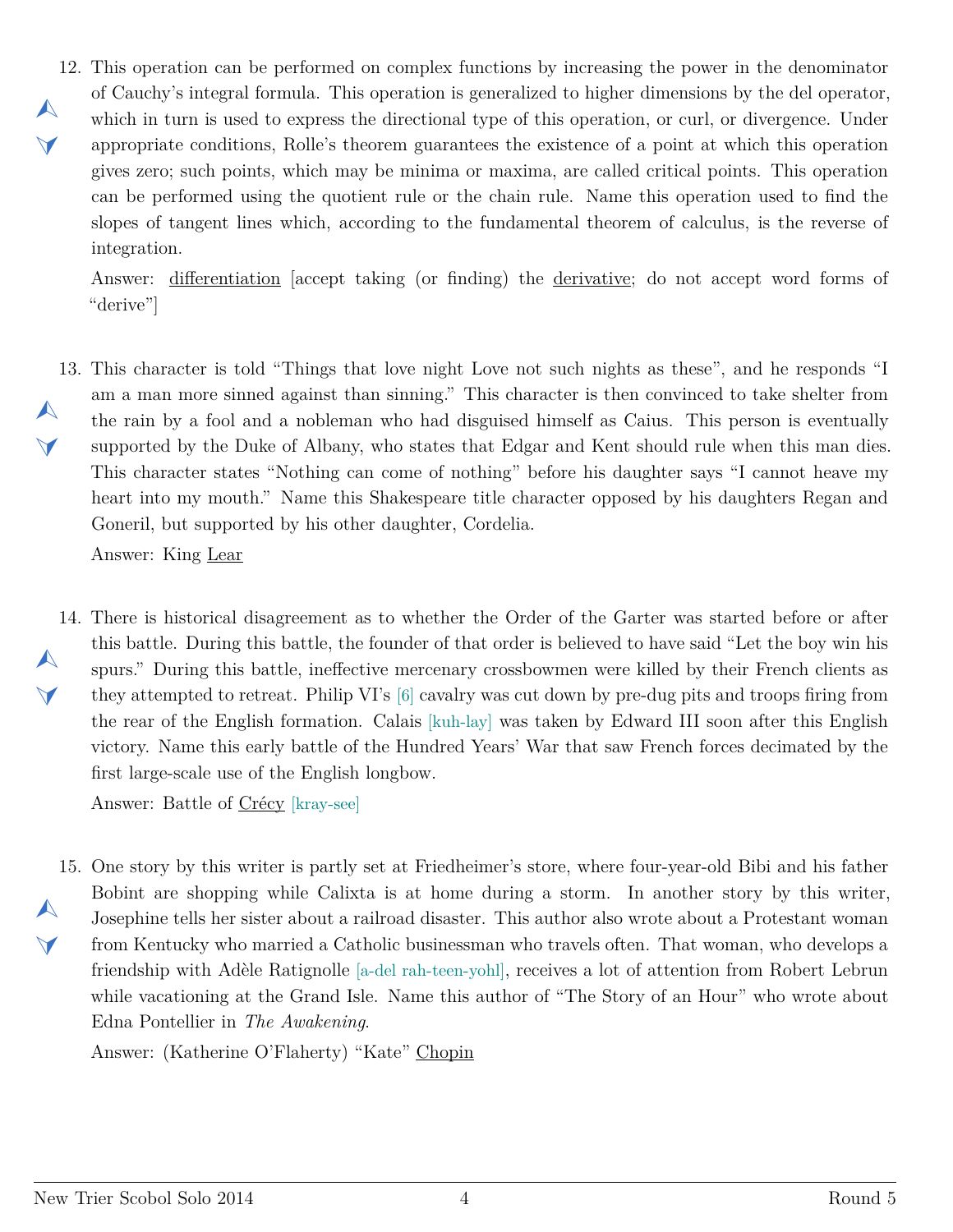12. This operation can be performed on complex functions by increasing the power in the denominator of Cauchy's integral formula. This operation is generalized to higher dimensions by the del operator, which in turn is used to express the directional type of this operation, or curl, or divergence. Under appropriate conditions, Rolle's theorem guarantees the existence of a point at which this operation gives zero; such points, which may be minima or maxima, are called critical points. This operation can be performed using the quotient rule or the chain rule. Name this operation used to find the slopes of tangent lines which, according to the fundamental theorem of calculus, is the reverse of integration.

    Answer: <u>differentiation</u> [accept taking (or finding) the <u>derivative</u>; do not accept word forms of "derive"]

13. This character is told "Things that love night Love not such nights as these", and he responds "I am a man more sinned against than sinning." This character is then convinced to take shelter from the rain by a fool and a nobleman who had disguised himself as Caius. This person is eventually supported by the Duke of Albany, who states that Edgar and Kent should rule when this man dies. This character states "Nothing can come of nothing" before his daughter says "I cannot heave my heart into my mouth." Name this Shakespeare title character opposed by his daughters Regan and Goneril, but supported by his other daughter, Cordelia.

    Answer: King <u>Lear</u>

14. There is historical disagreement as to whether the Order of the Garter was started before or after this battle. During this battle, the founder of that order is believed to have said "Let the boy win his spurs." During this battle, ineffective mercenary crossbowmen were killed by their French clients as they attempted to retreat. Philip VI's [6] cavalry was cut down by pre-dug pits and troops firing from the rear of the English formation. Calais [kuh-lay] was taken by Edward III soon after this English victory. Name this early battle of the Hundred Years' War that saw French forces decimated by the first large-scale use of the English longbow.

    Answer: Battle of <u>Crécy</u> [kray-see]

15. One story by this writer is partly set at Friedheimer's store, where four-year-old Bibi and his father Bobint are shopping while Calixta is at home during a storm. In another story by this writer, Josephine tells her sister about a railroad disaster. This author also wrote about a Protestant woman from Kentucky who married a Catholic businessman who travels often. That woman, who develops a friendship with Adèle Ratignolle [a-del rah-teen-yohl], receives a lot of attention from Robert Lebrun while vacationing at the Grand Isle. Name this author of "The Story of an Hour" who wrote about Edna Pontellier in *The Awakening*.

    Answer: (Katherine O'Flaherty) "Kate" <u>Chopin</u>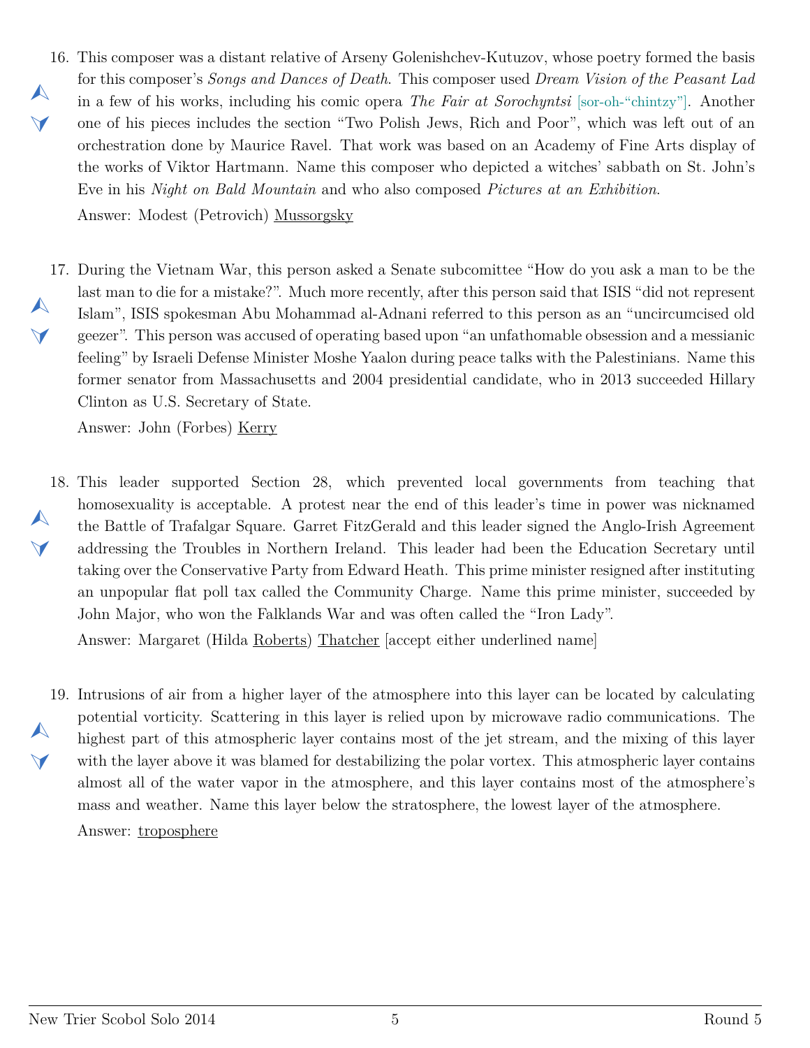16. This composer was a distant relative of Arseny Golenishchev-Kutuzov, whose poetry formed the basis for this composer's *Songs and Dances of Death*. This composer used *Dream Vision of the Peasant Lad* in a few of his works, including his comic opera *The Fair at Sorochyntsi* [sor-oh-"chintzy"]. Another one of his pieces includes the section "Two Polish Jews, Rich and Poor", which was left out of an orchestration done by Maurice Ravel. That work was based on an Academy of Fine Arts display of the works of Viktor Hartmann. Name this composer who depicted a witches' sabbath on St. John's Eve in his *Night on Bald Mountain* and who also composed *Pictures at an Exhibition*.

    Answer: Modest (Petrovich) <u>Mussorgsky</u>

17. During the Vietnam War, this person asked a Senate subcomittee "How do you ask a man to be the last man to die for a mistake?". Much more recently, after this person said that ISIS "did not represent Islam", ISIS spokesman Abu Mohammad al-Adnani referred to this person as an "uncircumcised old geezer". This person was accused of operating based upon "an unfathomable obsession and a messianic feeling" by Israeli Defense Minister Moshe Yaalon during peace talks with the Palestinians. Name this former senator from Massachusetts and 2004 presidential candidate, who in 2013 succeeded Hillary Clinton as U.S. Secretary of State.

    Answer: John (Forbes) <u>Kerry</u>

18. This leader supported Section 28, which prevented local governments from teaching that homosexuality is acceptable. A protest near the end of this leader's time in power was nicknamed the Battle of Trafalgar Square. Garret FitzGerald and this leader signed the Anglo-Irish Agreement addressing the Troubles in Northern Ireland. This leader had been the Education Secretary until taking over the Conservative Party from Edward Heath. This prime minister resigned after instituting an unpopular flat poll tax called the Community Charge. Name this prime minister, succeeded by John Major, who won the Falklands War and was often called the "Iron Lady".

    Answer: Margaret (Hilda <u>Roberts</u>) <u>Thatcher</u> [accept either underlined name]

19. Intrusions of air from a higher layer of the atmosphere into this layer can be located by calculating potential vorticity. Scattering in this layer is relied upon by microwave radio communications. The highest part of this atmospheric layer contains most of the jet stream, and the mixing of this layer with the layer above it was blamed for destabilizing the polar vortex. This atmospheric layer contains almost all of the water vapor in the atmosphere, and this layer contains most of the atmosphere's mass and weather. Name this layer below the stratosphere, the lowest layer of the atmosphere.

    Answer: <u>troposphere</u>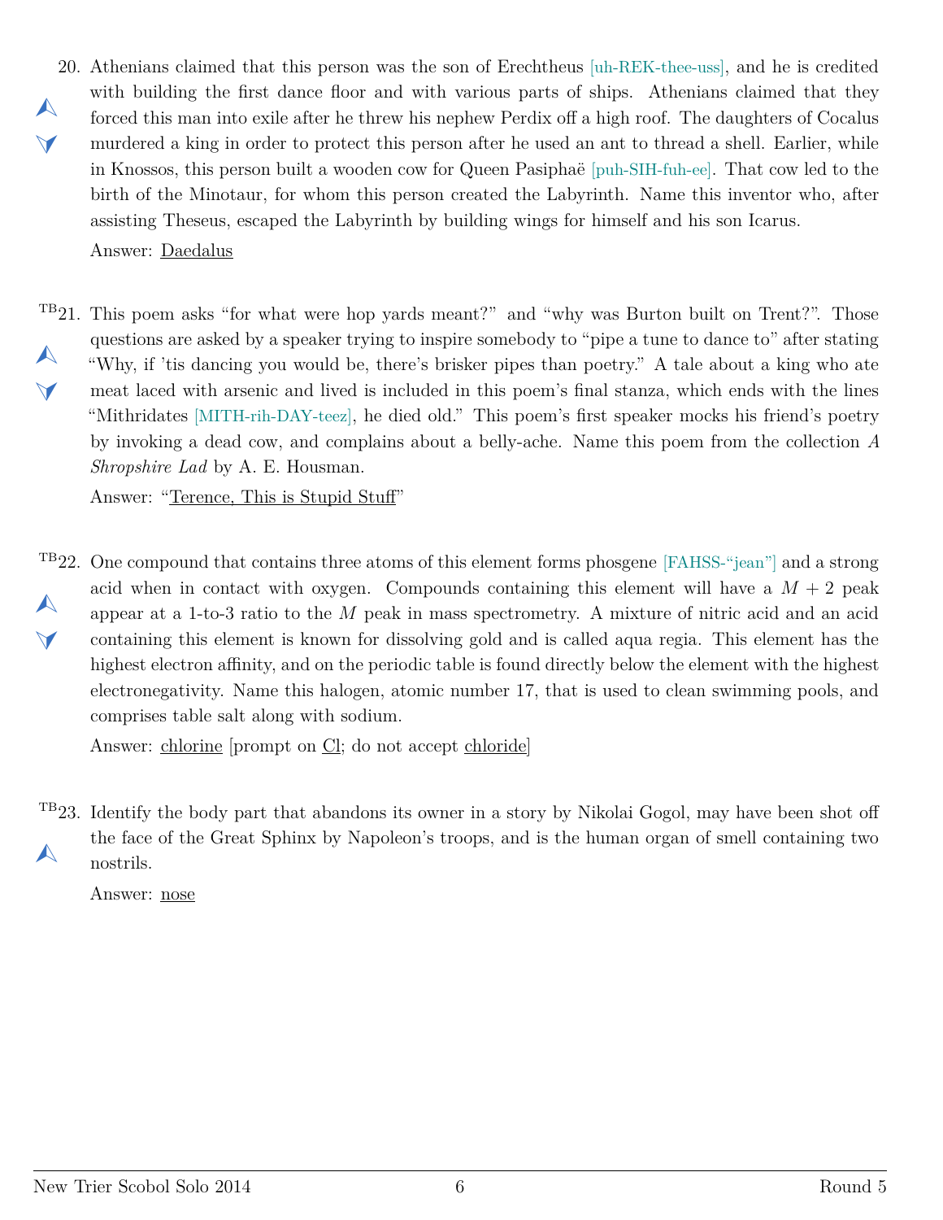20. Athenians claimed that this person was the son of Erechtheus [uh-REK-thee-uss], and he is credited with building the first dance floor and with various parts of ships. Athenians claimed that they forced this man into exile after he threw his nephew Perdix off a high roof. The daughters of Cocalus murdered a king in order to protect this person after he used an ant to thread a shell. Earlier, while in Knossos, this person built a wooden cow for Queen Pasiphaë [puh-SIH-fuh-ee]. That cow led to the birth of the Minotaur, for whom this person created the Labyrinth. Name this inventor who, after assisting Theseus, escaped the Labyrinth by building wings for himself and his son Icarus.

   Answer: Daedalus

TB21. This poem asks "for what were hop yards meant?" and "why was Burton built on Trent?". Those questions are asked by a speaker trying to inspire somebody to "pipe a tune to dance to" after stating "Why, if 'tis dancing you would be, there's brisker pipes than poetry." A tale about a king who ate meat laced with arsenic and lived is included in this poem's final stanza, which ends with the lines "Mithridates [MITH-rih-DAY-teez], he died old." This poem's first speaker mocks his friend's poetry by invoking a dead cow, and complains about a belly-ache. Name this poem from the collection *A Shropshire Lad* by A. E. Housman.

   Answer: "Terence, This is Stupid Stuff"

TB22. One compound that contains three atoms of this element forms phosgene [FAHSS-"jean"] and a strong acid when in contact with oxygen. Compounds containing this element will have a $M + 2$ peak appear at a 1-to-3 ratio to the $M$ peak in mass spectrometry. A mixture of nitric acid and an acid containing this element is known for dissolving gold and is called aqua regia. This element has the highest electron affinity, and on the periodic table is found directly below the element with the highest electronegativity. Name this halogen, atomic number 17, that is used to clean swimming pools, and comprises table salt along with sodium.

   Answer: chlorine [prompt on Cl; do not accept chloride]

TB23. Identify the body part that abandons its owner in a story by Nikolai Gogol, may have been shot off the face of the Great Sphinx by Napoleon's troops, and is the human organ of smell containing two nostrils.

   Answer: nose